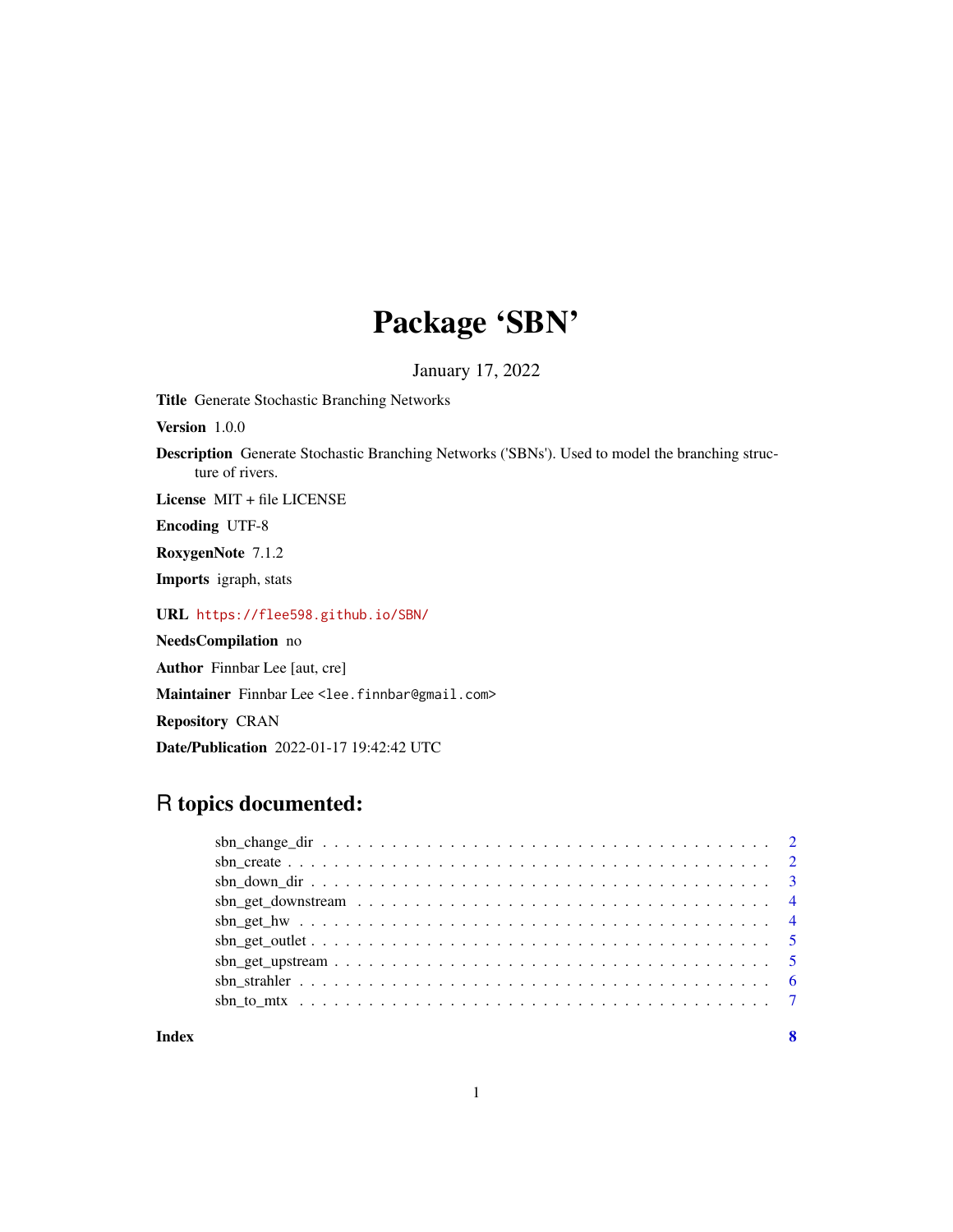# Package 'SBN'

January 17, 2022

**Title** Generate Stochastic Branching Networks

**Version** 1.0.0

**Description** Generate Stochastic Branching Networks ('SBNs'). Used to model the branching structure of rivers.

**License** MIT + file LICENSE

**Encoding** UTF-8

**RoxygenNote** 7.1.2

**Imports** igraph, stats

**URL** https://flee598.github.io/SBN/

**NeedsCompilation** no

**Author** Finnbar Lee [aut, cre]

**Maintainer** Finnbar Lee <lee.finnbar@gmail.com>

**Repository** CRAN

**Date/Publication** 2022-01-17 19:42:42 UTC

## R topics documented:

- sbn_change_dir . . . . . . . . . . . . . . . . . . . . . . . . . . . . . . . . . . . . . . 2
- sbn_create . . . . . . . . . . . . . . . . . . . . . . . . . . . . . . . . . . . . . . . . . 2
- sbn_down_dir . . . . . . . . . . . . . . . . . . . . . . . . . . . . . . . . . . . . . . . . 3
- sbn_get_downstream . . . . . . . . . . . . . . . . . . . . . . . . . . . . . . . . . . . . 4
- sbn_get_hw . . . . . . . . . . . . . . . . . . . . . . . . . . . . . . . . . . . . . . . . . 4
- sbn_get_outlet . . . . . . . . . . . . . . . . . . . . . . . . . . . . . . . . . . . . . . . 5
- sbn_get_upstream . . . . . . . . . . . . . . . . . . . . . . . . . . . . . . . . . . . . . 5
- sbn_strahler . . . . . . . . . . . . . . . . . . . . . . . . . . . . . . . . . . . . . . . . 6
- sbn_to_mtx . . . . . . . . . . . . . . . . . . . . . . . . . . . . . . . . . . . . . . . . . 7

**Index** 8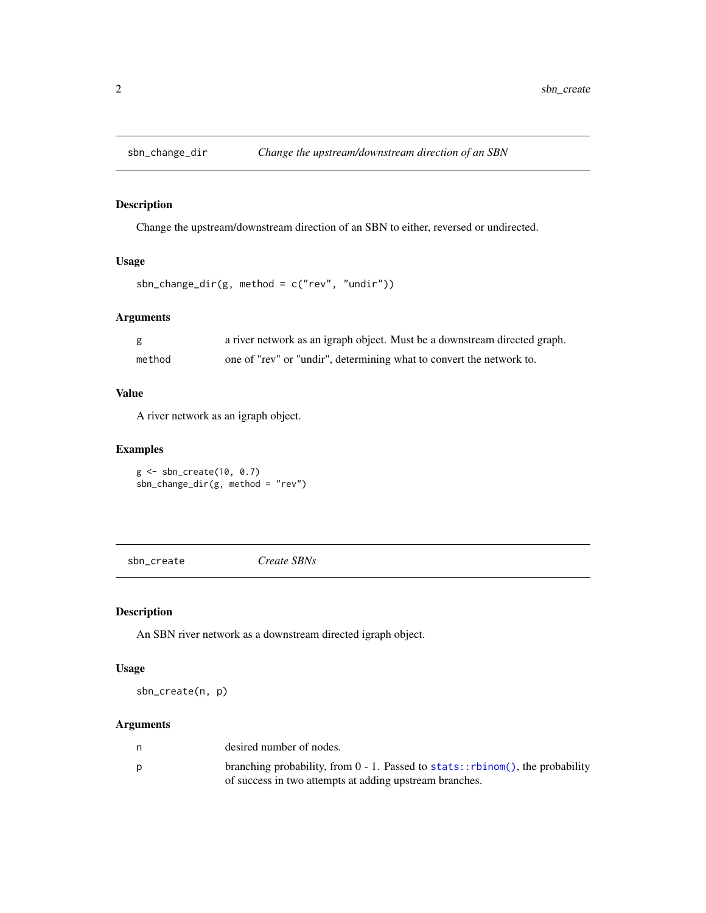## sbn_change_dir — *Change the upstream/downstream direction of an SBN*

### Description

Change the upstream/downstream direction of an SBN to either, reversed or undirected.

### Usage

```
sbn_change_dir(g, method = c("rev", "undir"))
```

### Arguments

| | |
|---|---|
| g | a river network as an igraph object. Must be a downstream directed graph. |
| method | one of "rev" or "undir", determining what to convert the network to. |

### Value

A river network as an igraph object.

### Examples

```
g <- sbn_create(10, 0.7)
sbn_change_dir(g, method = "rev")
```

## sbn_create — *Create SBNs*

### Description

An SBN river network as a downstream directed igraph object.

### Usage

```
sbn_create(n, p)
```

### Arguments

| | |
|---|---|
| n | desired number of nodes. |
| p | branching probability, from 0 - 1. Passed to `stats::rbinom()`, the probability of success in two attempts at adding upstream branches. |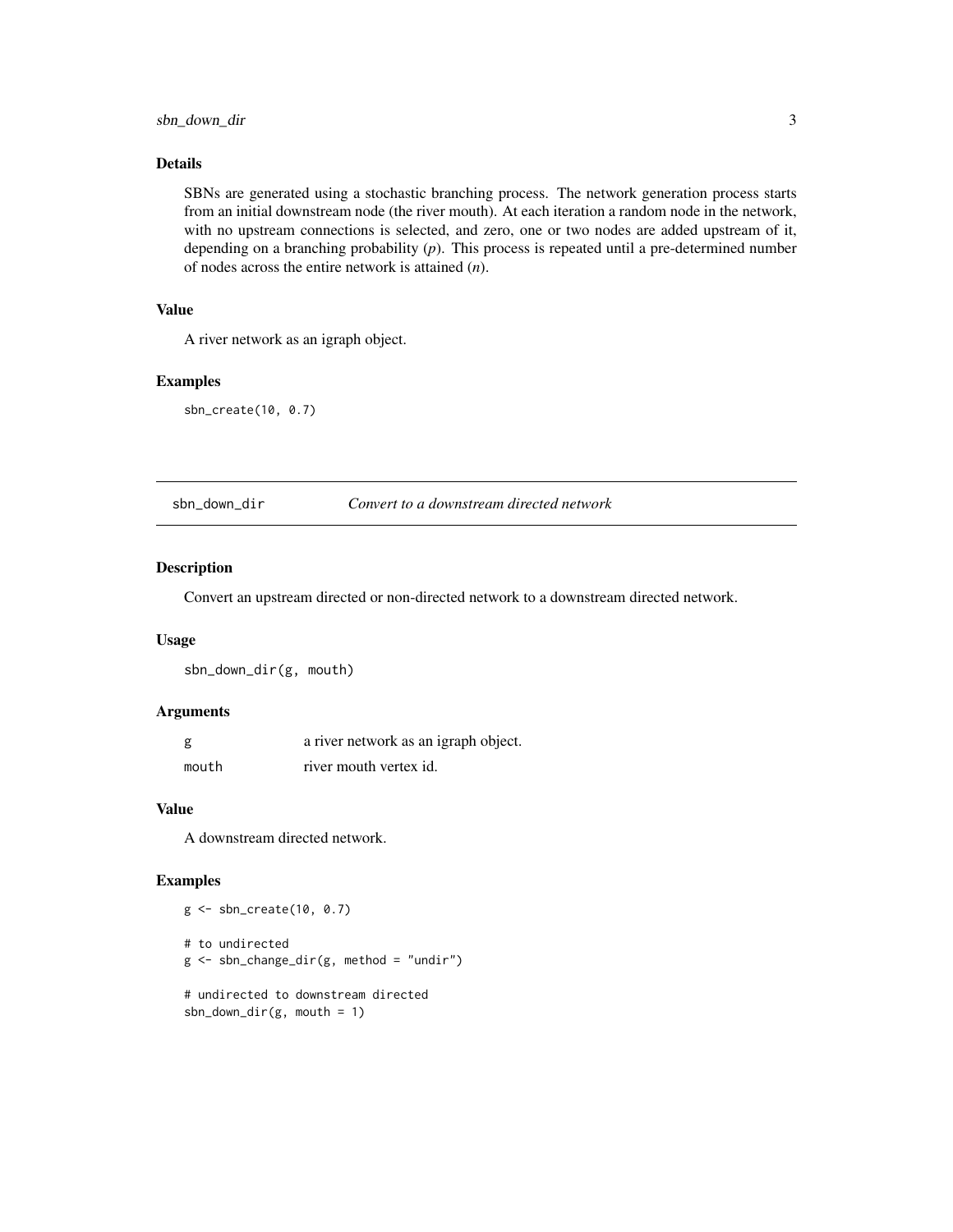### Details

SBNs are generated using a stochastic branching process. The network generation process starts from an initial downstream node (the river mouth). At each iteration a random node in the network, with no upstream connections is selected, and zero, one or two nodes are added upstream of it, depending on a branching probability (*p*). This process is repeated until a pre-determined number of nodes across the entire network is attained (*n*).

### Value

A river network as an igraph object.

### Examples

```
sbn_create(10, 0.7)
```

---

## sbn_down_dir — *Convert to a downstream directed network*

### Description

Convert an upstream directed or non-directed network to a downstream directed network.

### Usage

```
sbn_down_dir(g, mouth)
```

### Arguments

| | |
|---|---|
| `g` | a river network as an igraph object. |
| `mouth` | river mouth vertex id. |

### Value

A downstream directed network.

### Examples

```
g <- sbn_create(10, 0.7)

# to undirected
g <- sbn_change_dir(g, method = "undir")

# undirected to downstream directed
sbn_down_dir(g, mouth = 1)
```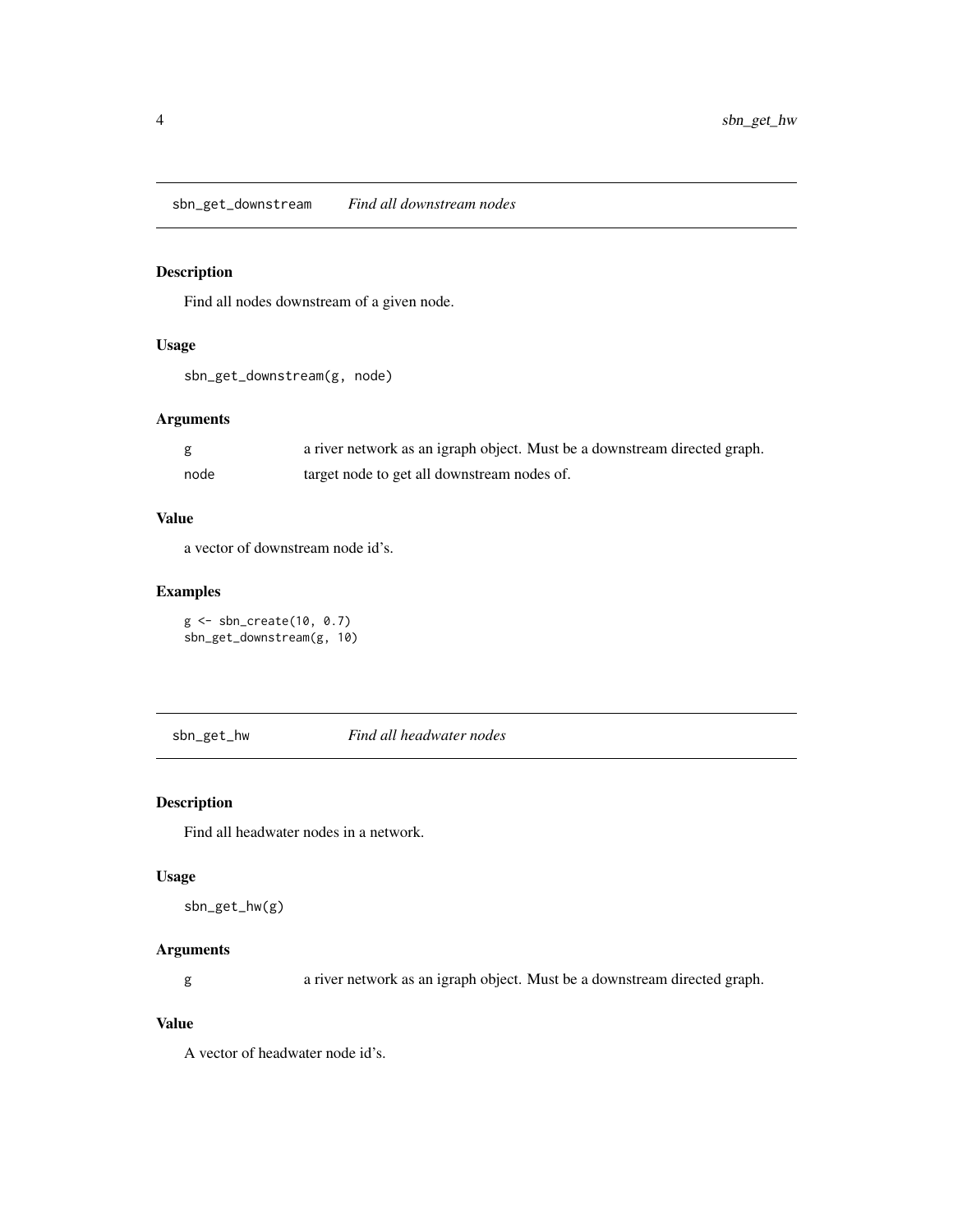## sbn_get_downstream *Find all downstream nodes*

### Description

Find all nodes downstream of a given node.

### Usage

```
sbn_get_downstream(g, node)
```

### Arguments

| | |
|---|---|
| g | a river network as an igraph object. Must be a downstream directed graph. |
| node | target node to get all downstream nodes of. |

### Value

a vector of downstream node id's.

### Examples

```
g <- sbn_create(10, 0.7)
sbn_get_downstream(g, 10)
```

## sbn_get_hw *Find all headwater nodes*

### Description

Find all headwater nodes in a network.

### Usage

```
sbn_get_hw(g)
```

### Arguments

| | |
|---|---|
| g | a river network as an igraph object. Must be a downstream directed graph. |

### Value

A vector of headwater node id's.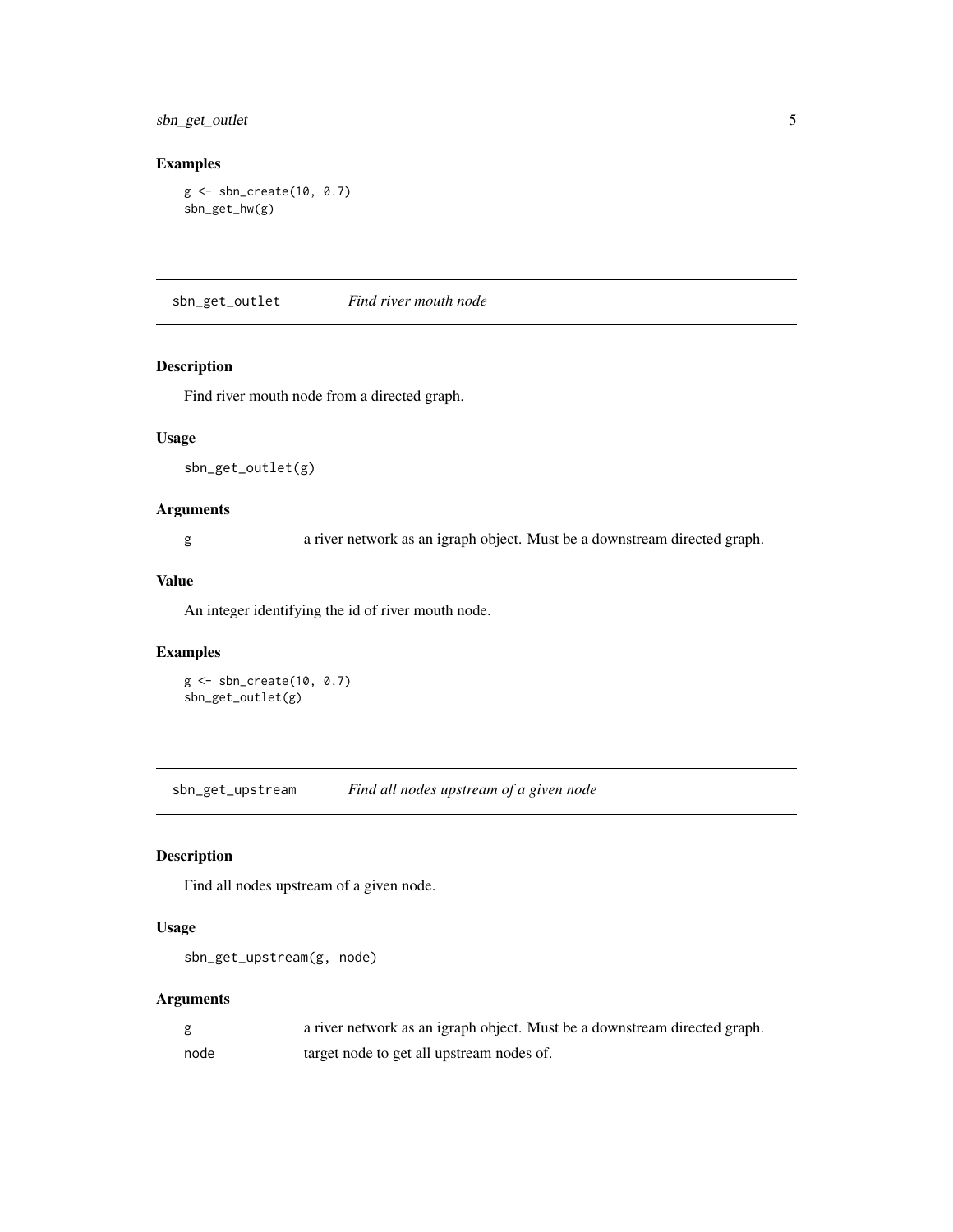### Examples

```
g <- sbn_create(10, 0.7)
sbn_get_hw(g)
```

## sbn_get_outlet *Find river mouth node*

### Description

Find river mouth node from a directed graph.

### Usage

```
sbn_get_outlet(g)
```

### Arguments

| | |
|---|---|
| g | a river network as an igraph object. Must be a downstream directed graph. |

### Value

An integer identifying the id of river mouth node.

### Examples

```
g <- sbn_create(10, 0.7)
sbn_get_outlet(g)
```

## sbn_get_upstream *Find all nodes upstream of a given node*

### Description

Find all nodes upstream of a given node.

### Usage

```
sbn_get_upstream(g, node)
```

### Arguments

| | |
|---|---|
| g | a river network as an igraph object. Must be a downstream directed graph. |
| node | target node to get all upstream nodes of. |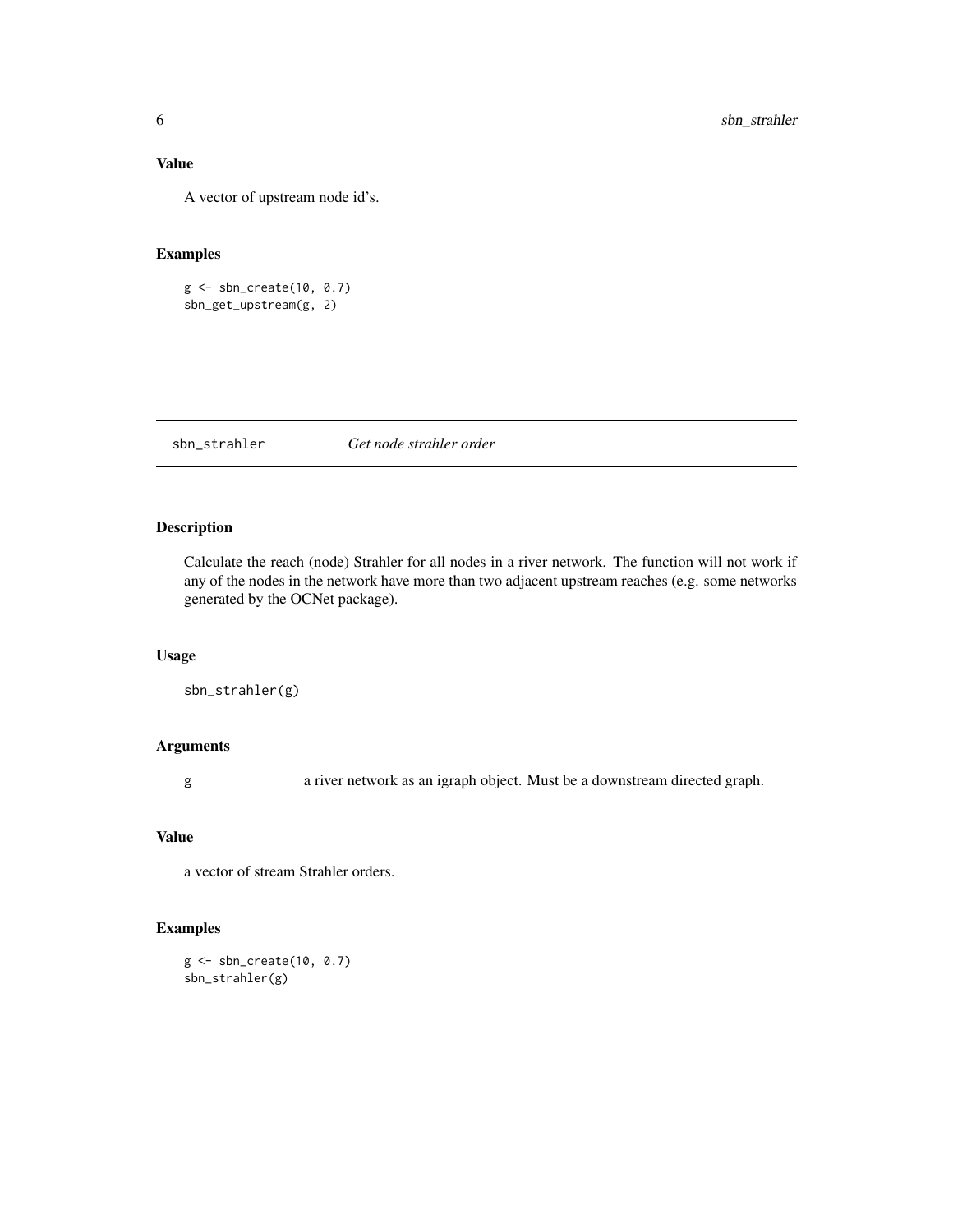### Value

A vector of upstream node id's.

### Examples

```
g <- sbn_create(10, 0.7)
sbn_get_upstream(g, 2)
```

---

## sbn_strahler — *Get node strahler order*

---

### Description

Calculate the reach (node) Strahler for all nodes in a river network. The function will not work if any of the nodes in the network have more than two adjacent upstream reaches (e.g. some networks generated by the OCNet package).

### Usage

```
sbn_strahler(g)
```

### Arguments

| | |
|---|---|
| g | a river network as an igraph object. Must be a downstream directed graph. |

### Value

a vector of stream Strahler orders.

### Examples

```
g <- sbn_create(10, 0.7)
sbn_strahler(g)
```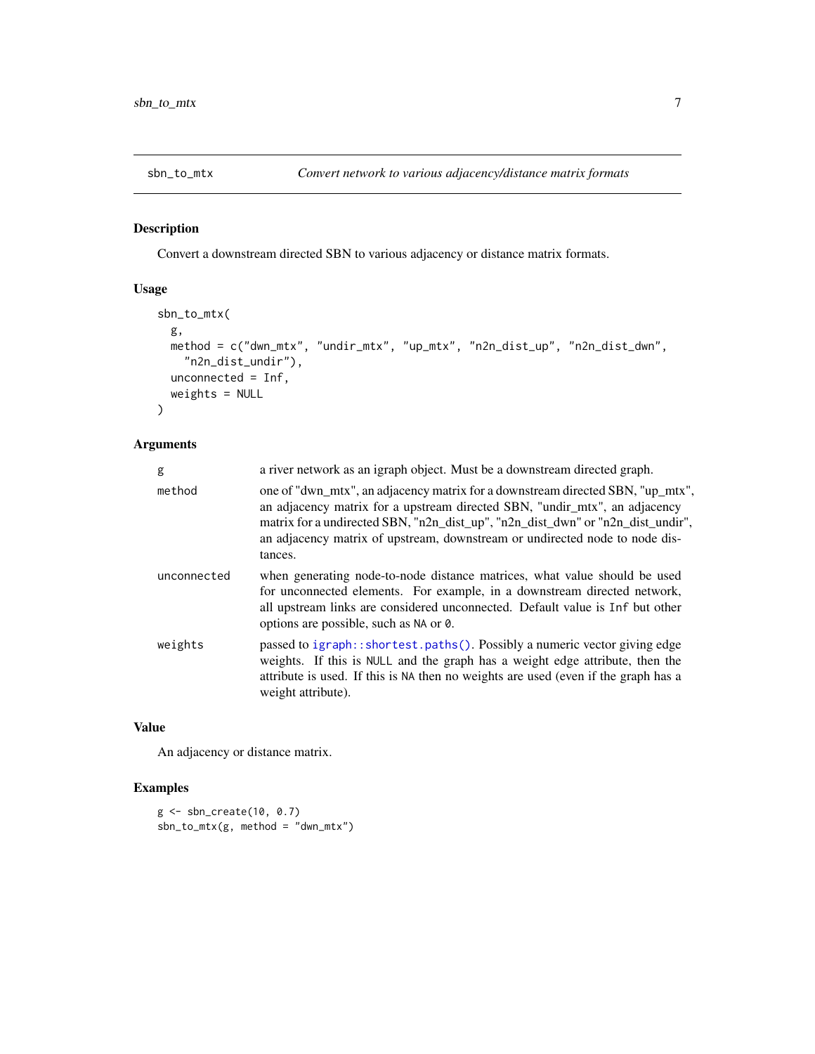## sbn_to_mtx — *Convert network to various adjacency/distance matrix formats*

### Description

Convert a downstream directed SBN to various adjacency or distance matrix formats.

### Usage

```
sbn_to_mtx(
  g,
  method = c("dwn_mtx", "undir_mtx", "up_mtx", "n2n_dist_up", "n2n_dist_dwn",
    "n2n_dist_undir"),
  unconnected = Inf,
  weights = NULL
)
```

### Arguments

| | |
|---|---|
| `g` | a river network as an igraph object. Must be a downstream directed graph. |
| `method` | one of "dwn_mtx", an adjacency matrix for a downstream directed SBN, "up_mtx", an adjacency matrix for a upstream directed SBN, "undir_mtx", an adjacency matrix for a undirected SBN, "n2n_dist_up", "n2n_dist_dwn" or "n2n_dist_undir", an adjacency matrix of upstream, downstream or undirected node to node distances. |
| `unconnected` | when generating node-to-node distance matrices, what value should be used for unconnected elements. For example, in a downstream directed network, all upstream links are considered unconnected. Default value is `Inf` but other options are possible, such as `NA` or `0`. |
| `weights` | passed to `igraph::shortest.paths()`. Possibly a numeric vector giving edge weights. If this is `NULL` and the graph has a weight edge attribute, then the attribute is used. If this is `NA` then no weights are used (even if the graph has a weight attribute). |

### Value

An adjacency or distance matrix.

### Examples

```
g <- sbn_create(10, 0.7)
sbn_to_mtx(g, method = "dwn_mtx")
```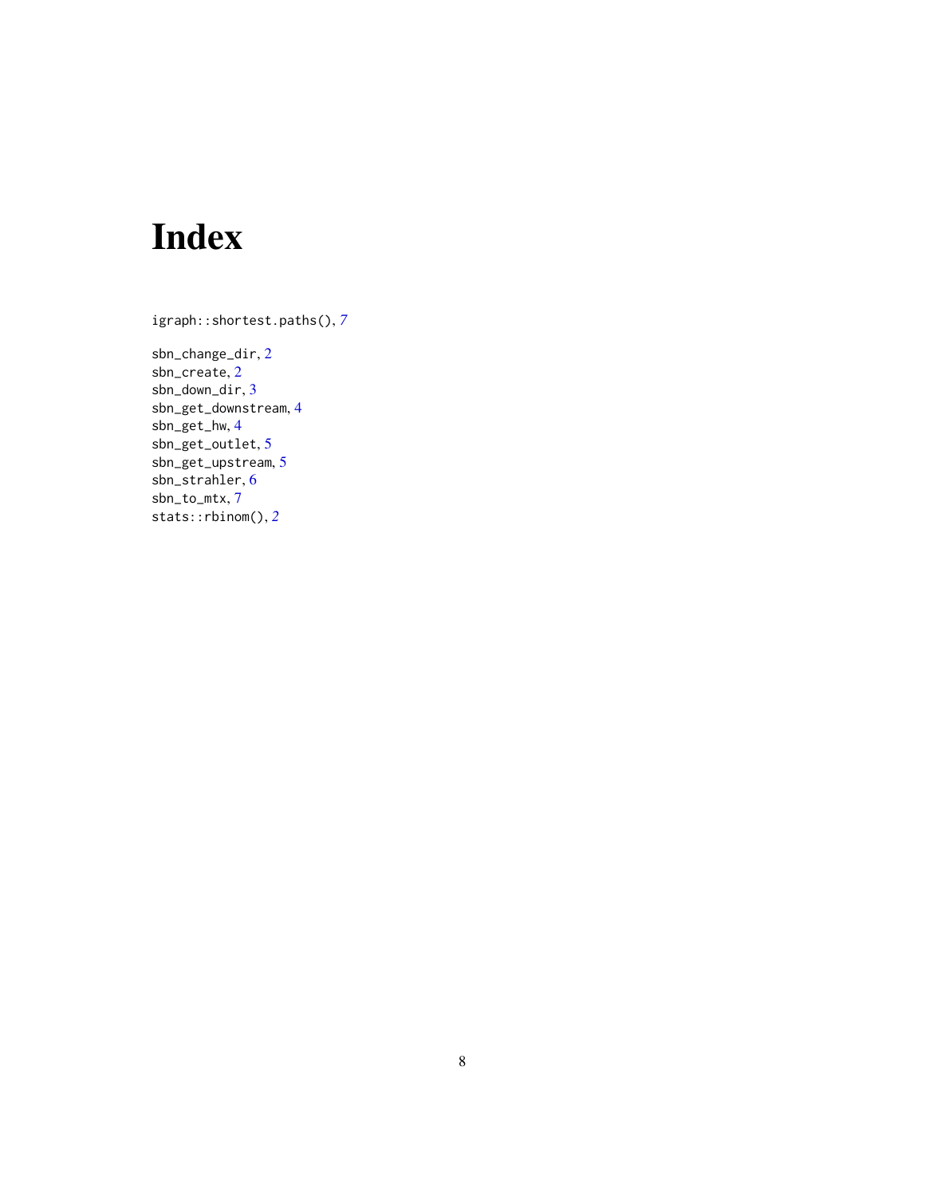# Index

igraph::shortest.paths(), *7*

sbn_change_dir, 2
sbn_create, 2
sbn_down_dir, 3
sbn_get_downstream, 4
sbn_get_hw, 4
sbn_get_outlet, 5
sbn_get_upstream, 5
sbn_strahler, 6
sbn_to_mtx, 7
stats::rbinom(), *2*